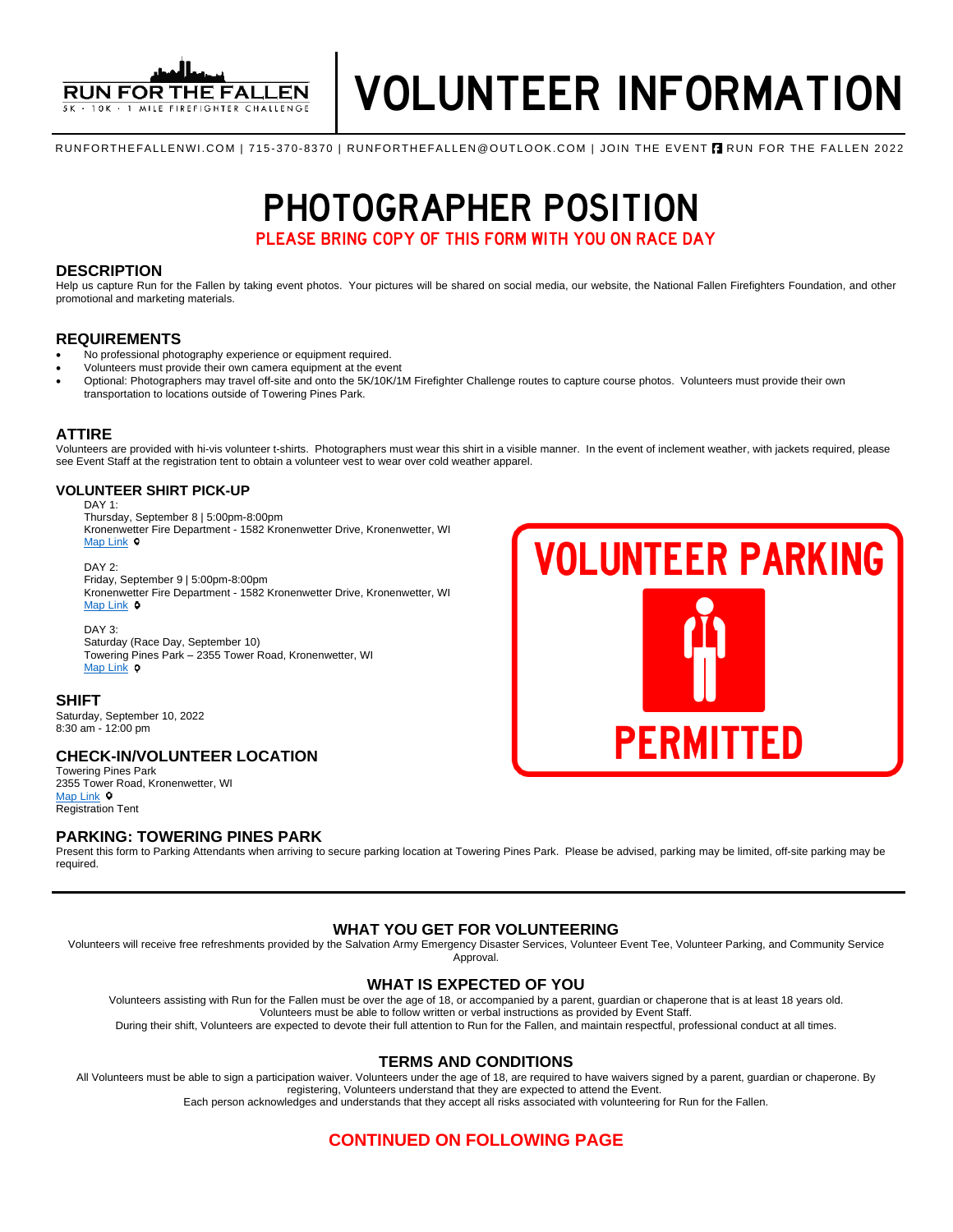RUN FOR THE FALLEN
5K · 10K · 1 MILE FIREFIGHTER CHALLENGE

# VOLUNTEER INFORMATION

RUNFORTHEFALLENWI.COM | 715-370-8370 | RUNFORTHEFALLEN@OUTLOOK.COM | JOIN THE EVENT RUN FOR THE FALLEN 2022

# PHOTOGRAPHER POSITION

**PLEASE BRING COPY OF THIS FORM WITH YOU ON RACE DAY**

## DESCRIPTION

Help us capture Run for the Fallen by taking event photos. Your pictures will be shared on social media, our website, the National Fallen Firefighters Foundation, and other promotional and marketing materials.

## REQUIREMENTS

- No professional photography experience or equipment required.
- Volunteers must provide their own camera equipment at the event
- Optional: Photographers may travel off-site and onto the 5K/10K/1M Firefighter Challenge routes to capture course photos. Volunteers must provide their own transportation to locations outside of Towering Pines Park.

## ATTIRE

Volunteers are provided with hi-vis volunteer t-shirts. Photographers must wear this shirt in a visible manner. In the event of inclement weather, with jackets required, please see Event Staff at the registration tent to obtain a volunteer vest to wear over cold weather apparel.

### VOLUNTEER SHIRT PICK-UP

DAY 1:
Thursday, September 8 | 5:00pm-8:00pm
Kronenwetter Fire Department - 1582 Kronenwetter Drive, Kronenwetter, WI
Map Link

DAY 2:
Friday, September 9 | 5:00pm-8:00pm
Kronenwetter Fire Department - 1582 Kronenwetter Drive, Kronenwetter, WI
Map Link

DAY 3:
Saturday (Race Day, September 10)
Towering Pines Park – 2355 Tower Road, Kronenwetter, WI
Map Link

## SHIFT

Saturday, September 10, 2022
8:30 am - 12:00 pm

## CHECK-IN/VOLUNTEER LOCATION

Towering Pines Park
2355 Tower Road, Kronenwetter, WI
Map Link
Registration Tent

**VOLUNTEER PARKING**

**PERMITTED**

## PARKING: TOWERING PINES PARK

Present this form to Parking Attendants when arriving to secure parking location at Towering Pines Park. Please be advised, parking may be limited, off-site parking may be required.

---

## WHAT YOU GET FOR VOLUNTEERING

Volunteers will receive free refreshments provided by the Salvation Army Emergency Disaster Services, Volunteer Event Tee, Volunteer Parking, and Community Service Approval.

## WHAT IS EXPECTED OF YOU

Volunteers assisting with Run for the Fallen must be over the age of 18, or accompanied by a parent, guardian or chaperone that is at least 18 years old.
Volunteers must be able to follow written or verbal instructions as provided by Event Staff.
During their shift, Volunteers are expected to devote their full attention to Run for the Fallen, and maintain respectful, professional conduct at all times.

## TERMS AND CONDITIONS

All Volunteers must be able to sign a participation waiver. Volunteers under the age of 18, are required to have waivers signed by a parent, guardian or chaperone. By registering, Volunteers understand that they are expected to attend the Event.
Each person acknowledges and understands that they accept all risks associated with volunteering for Run for the Fallen.

**CONTINUED ON FOLLOWING PAGE**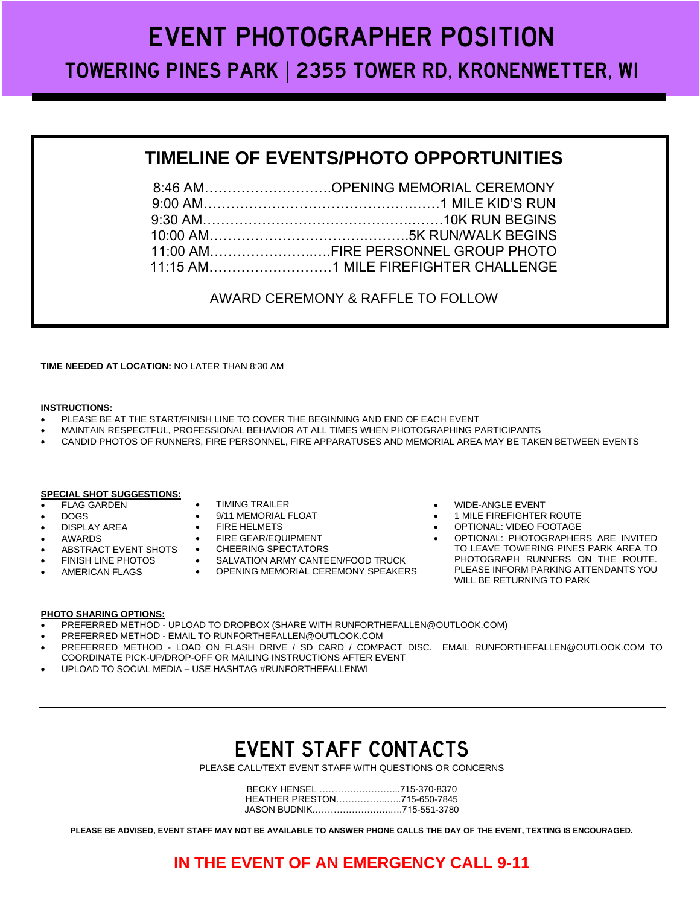# EVENT PHOTOGRAPHER POSITION

## TOWERING PINES PARK | 2355 TOWER RD, KRONENWETTER, WI

## TIMELINE OF EVENTS/PHOTO OPPORTUNITIES

8:46 AM……………………….OPENING MEMORIAL CEREMONY
9:00 AM……………………………………….……1 MILE KID'S RUN
9:30 AM……………………………………….……10K RUN BEGINS
10:00 AM…………………………….……….5K RUN/WALK BEGINS
11:00 AM…………………..….FIRE PERSONNEL GROUP PHOTO
11:15 AM……………….……….1 MILE FIREFIGHTER CHALLENGE

AWARD CEREMONY & RAFFLE TO FOLLOW

**TIME NEEDED AT LOCATION:** NO LATER THAN 8:30 AM

**INSTRUCTIONS:**

- PLEASE BE AT THE START/FINISH LINE TO COVER THE BEGINNING AND END OF EACH EVENT
- MAINTAIN RESPECTFUL, PROFESSIONAL BEHAVIOR AT ALL TIMES WHEN PHOTOGRAPHING PARTICIPANTS
- CANDID PHOTOS OF RUNNERS, FIRE PERSONNEL, FIRE APPARATUSES AND MEMORIAL AREA MAY BE TAKEN BETWEEN EVENTS

**SPECIAL SHOT SUGGESTIONS:**

- FLAG GARDEN
- DOGS
- DISPLAY AREA
- AWARDS
- ABSTRACT EVENT SHOTS
- FINISH LINE PHOTOS
- AMERICAN FLAGS
- TIMING TRAILER
- 9/11 MEMORIAL FLOAT
- FIRE HELMETS
- FIRE GEAR/EQUIPMENT
- CHEERING SPECTATORS
- SALVATION ARMY CANTEEN/FOOD TRUCK
- OPENING MEMORIAL CEREMONY SPEAKERS
- WIDE-ANGLE EVENT
- 1 MILE FIREFIGHTER ROUTE
- OPTIONAL: VIDEO FOOTAGE
- OPTIONAL: PHOTOGRAPHERS ARE INVITED TO LEAVE TOWERING PINES PARK AREA TO PHOTOGRAPH RUNNERS ON THE ROUTE. PLEASE INFORM PARKING ATTENDANTS YOU WILL BE RETURNING TO PARK

**PHOTO SHARING OPTIONS:**

- PREFERRED METHOD - UPLOAD TO DROPBOX (SHARE WITH RUNFORTHEFALLEN@OUTLOOK.COM)
- PREFERRED METHOD - EMAIL TO RUNFORTHEFALLEN@OUTLOOK.COM
- PREFERRED METHOD - LOAD ON FLASH DRIVE / SD CARD / COMPACT DISC. EMAIL RUNFORTHEFALLEN@OUTLOOK.COM TO COORDINATE PICK-UP/DROP-OFF OR MAILING INSTRUCTIONS AFTER EVENT
- UPLOAD TO SOCIAL MEDIA – USE HASHTAG #RUNFORTHEFALLENWI

---

# EVENT STAFF CONTACTS

PLEASE CALL/TEXT EVENT STAFF WITH QUESTIONS OR CONCERNS

BECKY HENSEL ……………………...715-370-8370
HEATHER PRESTON……………..…..715-650-7845
JASON BUDNIK……………………..….715-551-3780

**PLEASE BE ADVISED, EVENT STAFF MAY NOT BE AVAILABLE TO ANSWER PHONE CALLS THE DAY OF THE EVENT, TEXTING IS ENCOURAGED.**

**IN THE EVENT OF AN EMERGENCY CALL 9-11**